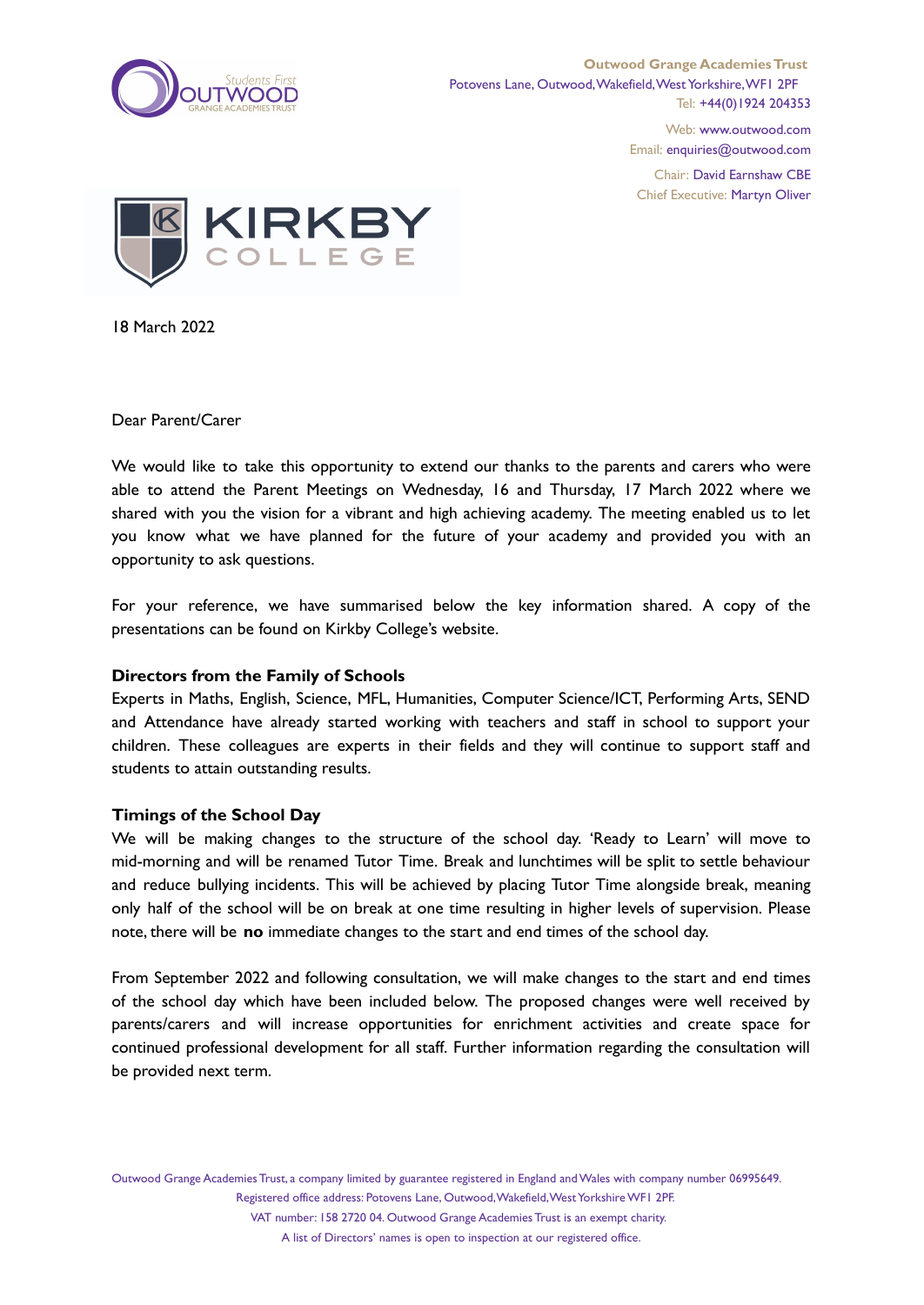Outwood Grange Academies Trust
Potovens Lane, Outwood, Wakefield, West Yorkshire, WF1 2PF
Tel: +44(0)1924 204353

Web: www.outwood.com
Email: enquiries@outwood.com

Chair: David Earnshaw CBE
Chief Executive: Martyn Oliver

18 March 2022

Dear Parent/Carer

We would like to take this opportunity to extend our thanks to the parents and carers who were able to attend the Parent Meetings on Wednesday, 16 and Thursday, 17 March 2022 where we shared with you the vision for a vibrant and high achieving academy. The meeting enabled us to let you know what we have planned for the future of your academy and provided you with an opportunity to ask questions.

For your reference, we have summarised below the key information shared. A copy of the presentations can be found on Kirkby College's website.

**Directors from the Family of Schools**
Experts in Maths, English, Science, MFL, Humanities, Computer Science/ICT, Performing Arts, SEND and Attendance have already started working with teachers and staff in school to support your children. These colleagues are experts in their fields and they will continue to support staff and students to attain outstanding results.

**Timings of the School Day**
We will be making changes to the structure of the school day. 'Ready to Learn' will move to mid-morning and will be renamed Tutor Time. Break and lunchtimes will be split to settle behaviour and reduce bullying incidents. This will be achieved by placing Tutor Time alongside break, meaning only half of the school will be on break at one time resulting in higher levels of supervision. Please note, there will be **no** immediate changes to the start and end times of the school day.

From September 2022 and following consultation, we will make changes to the start and end times of the school day which have been included below. The proposed changes were well received by parents/carers and will increase opportunities for enrichment activities and create space for continued professional development for all staff. Further information regarding the consultation will be provided next term.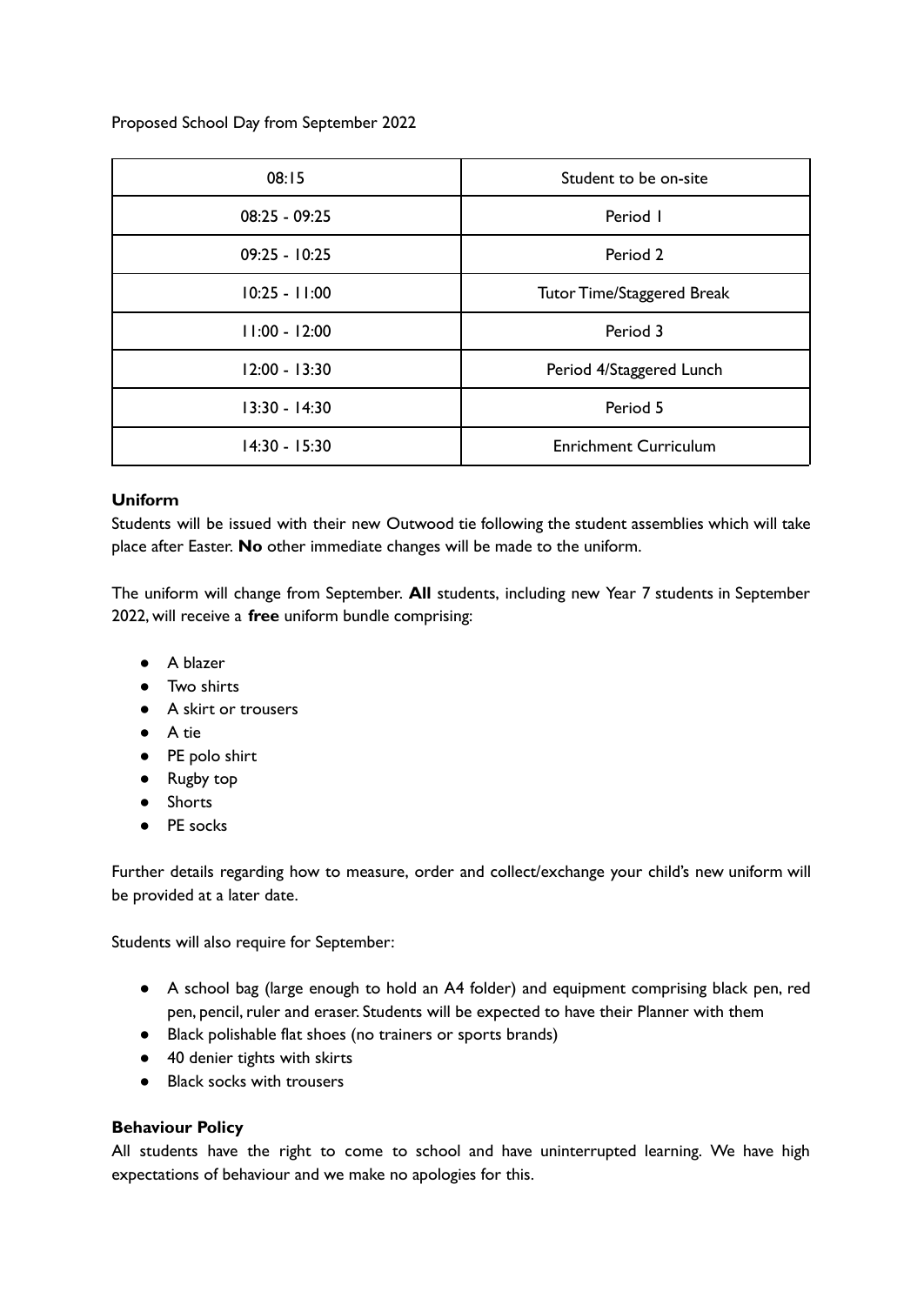Proposed School Day from September 2022

| 08:15 | Student to be on-site |
|---|---|
| 08:25 - 09:25 | Period 1 |
| 09:25 - 10:25 | Period 2 |
| 10:25 - 11:00 | Tutor Time/Staggered Break |
| 11:00 - 12:00 | Period 3 |
| 12:00 - 13:30 | Period 4/Staggered Lunch |
| 13:30 - 14:30 | Period 5 |
| 14:30 - 15:30 | Enrichment Curriculum |

**Uniform**

Students will be issued with their new Outwood tie following the student assemblies which will take place after Easter. **No** other immediate changes will be made to the uniform.

The uniform will change from September. **All** students, including new Year 7 students in September 2022, will receive a **free** uniform bundle comprising:

- A blazer
- Two shirts
- A skirt or trousers
- A tie
- PE polo shirt
- Rugby top
- Shorts
- PE socks

Further details regarding how to measure, order and collect/exchange your child's new uniform will be provided at a later date.

Students will also require for September:

- A school bag (large enough to hold an A4 folder) and equipment comprising black pen, red pen, pencil, ruler and eraser. Students will be expected to have their Planner with them
- Black polishable flat shoes (no trainers or sports brands)
- 40 denier tights with skirts
- Black socks with trousers

**Behaviour Policy**

All students have the right to come to school and have uninterrupted learning. We have high expectations of behaviour and we make no apologies for this.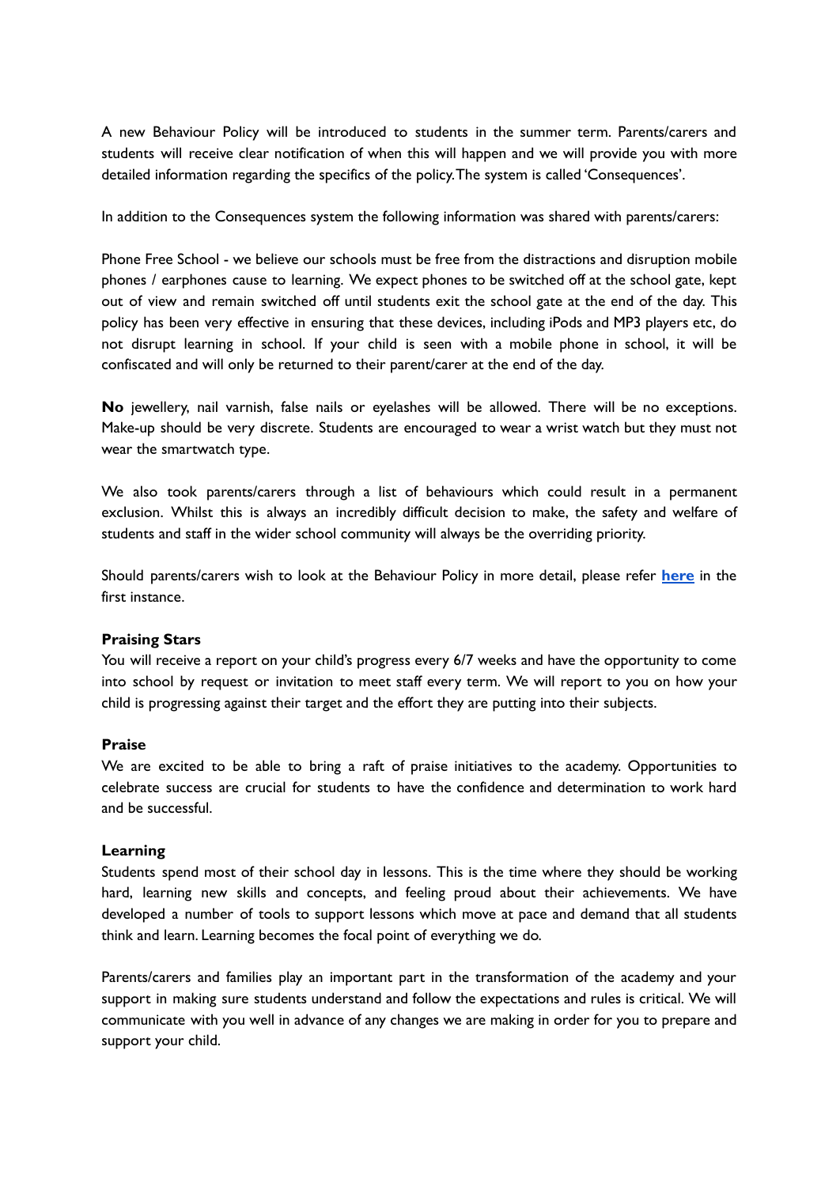A new Behaviour Policy will be introduced to students in the summer term. Parents/carers and students will receive clear notification of when this will happen and we will provide you with more detailed information regarding the specifics of the policy.The system is called 'Consequences'.

In addition to the Consequences system the following information was shared with parents/carers:

Phone Free School - we believe our schools must be free from the distractions and disruption mobile phones / earphones cause to learning. We expect phones to be switched off at the school gate, kept out of view and remain switched off until students exit the school gate at the end of the day. This policy has been very effective in ensuring that these devices, including iPods and MP3 players etc, do not disrupt learning in school. If your child is seen with a mobile phone in school, it will be confiscated and will only be returned to their parent/carer at the end of the day.

**No** jewellery, nail varnish, false nails or eyelashes will be allowed. There will be no exceptions. Make-up should be very discrete. Students are encouraged to wear a wrist watch but they must not wear the smartwatch type.

We also took parents/carers through a list of behaviours which could result in a permanent exclusion. Whilst this is always an incredibly difficult decision to make, the safety and welfare of students and staff in the wider school community will always be the overriding priority.

Should parents/carers wish to look at the Behaviour Policy in more detail, please refer **here** in the first instance.

**Praising Stars**

You will receive a report on your child's progress every 6/7 weeks and have the opportunity to come into school by request or invitation to meet staff every term. We will report to you on how your child is progressing against their target and the effort they are putting into their subjects.

**Praise**

We are excited to be able to bring a raft of praise initiatives to the academy. Opportunities to celebrate success are crucial for students to have the confidence and determination to work hard and be successful.

**Learning**

Students spend most of their school day in lessons. This is the time where they should be working hard, learning new skills and concepts, and feeling proud about their achievements. We have developed a number of tools to support lessons which move at pace and demand that all students think and learn. Learning becomes the focal point of everything we do.

Parents/carers and families play an important part in the transformation of the academy and your support in making sure students understand and follow the expectations and rules is critical. We will communicate with you well in advance of any changes we are making in order for you to prepare and support your child.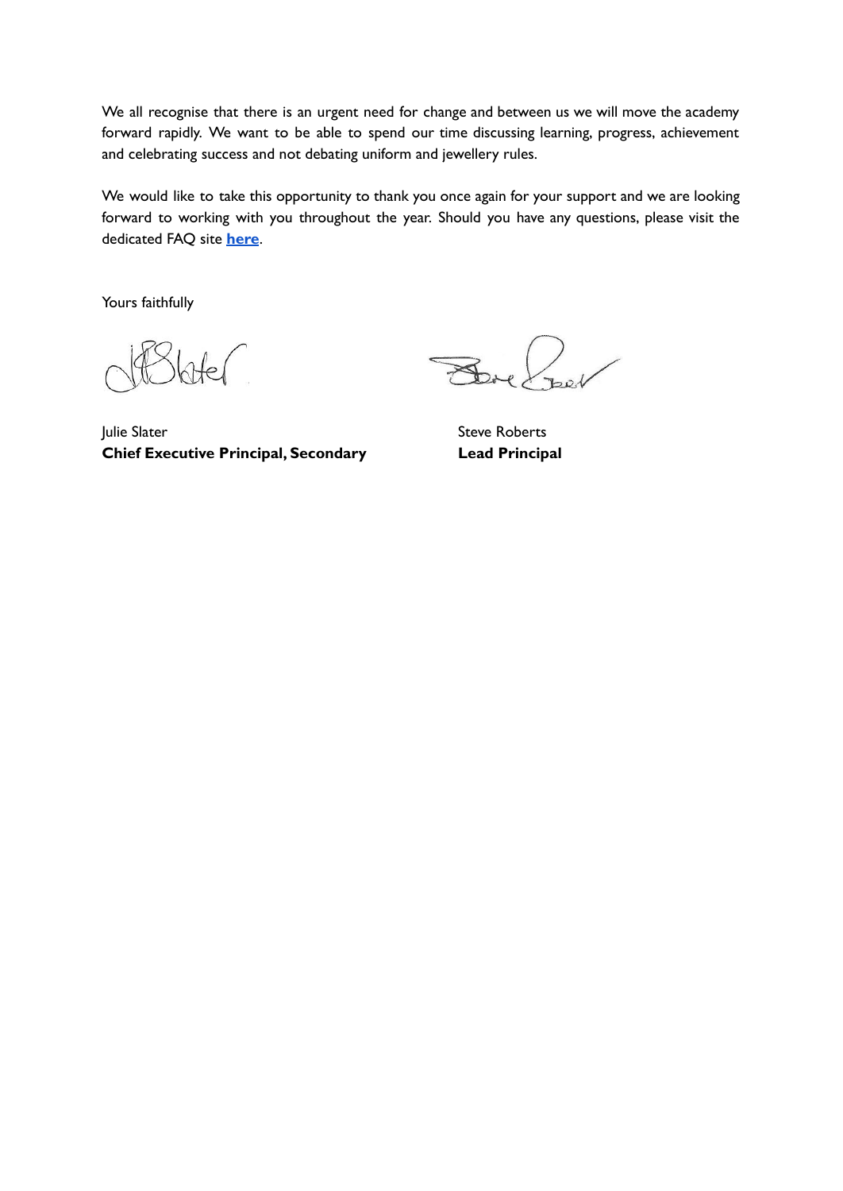We all recognise that there is an urgent need for change and between us we will move the academy forward rapidly. We want to be able to spend our time discussing learning, progress, achievement and celebrating success and not debating uniform and jewellery rules.

We would like to take this opportunity to thank you once again for your support and we are looking forward to working with you throughout the year. Should you have any questions, please visit the dedicated FAQ site **here**.

Yours faithfully

Julie Slater
**Chief Executive Principal, Secondary**

Steve Roberts
**Lead Principal**